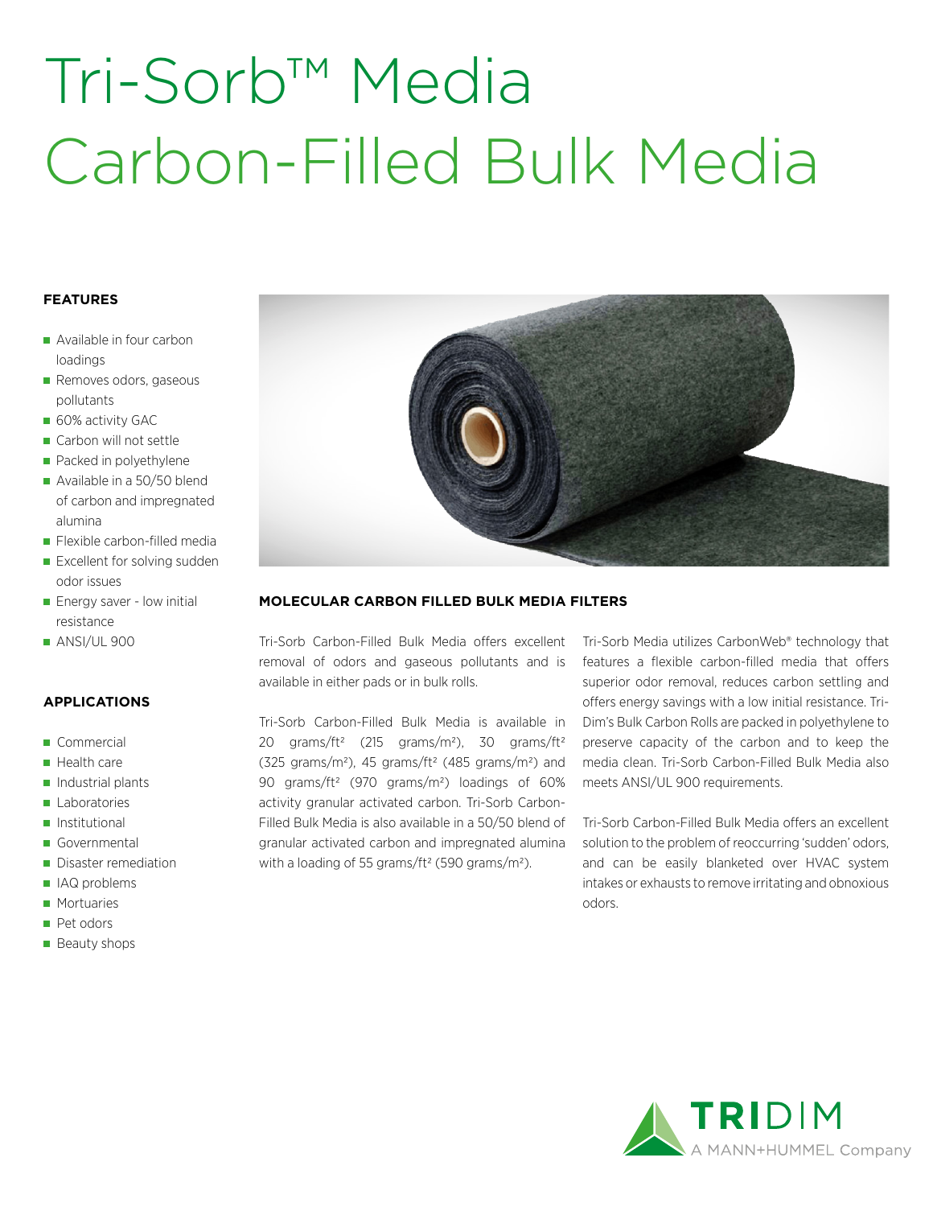# Tri-Sorb™ Media Carbon-Filled Bulk Media

### FEATURES

- Available in four carbon loadings
- Removes odors, gaseous pollutants
- 60% activity GAC
- Carbon will not settle
- Packed in polyethylene
- Available in a 50/50 blend of carbon and impregnated alumina
- Flexible carbon-filled media
- Excellent for solving sudden odor issues
- Energy saver - low initial resistance
- ANSI/UL 900

### APPLICATIONS

- Commercial
- Health care
- Industrial plants
- Laboratories
- Institutional
- Governmental
- Disaster remediation
- IAQ problems
- Mortuaries
- Pet odors
- Beauty shops

### MOLECULAR CARBON FILLED BULK MEDIA FILTERS

Tri-Sorb Carbon-Filled Bulk Media offers excellent removal of odors and gaseous pollutants and is available in either pads or in bulk rolls.

Tri-Sorb Carbon-Filled Bulk Media is available in 20 grams/ft² (215 grams/m²), 30 grams/ft² (325 grams/m²), 45 grams/ft² (485 grams/m²) and 90 grams/ft² (970 grams/m²) loadings of 60% activity granular activated carbon. Tri-Sorb Carbon-Filled Bulk Media is also available in a 50/50 blend of granular activated carbon and impregnated alumina with a loading of 55 grams/ft² (590 grams/m²).

Tri-Sorb Media utilizes CarbonWeb® technology that features a flexible carbon-filled media that offers superior odor removal, reduces carbon settling and offers energy savings with a low initial resistance. Tri-Dim's Bulk Carbon Rolls are packed in polyethylene to preserve capacity of the carbon and to keep the media clean. Tri-Sorb Carbon-Filled Bulk Media also meets ANSI/UL 900 requirements.

Tri-Sorb Carbon-Filled Bulk Media offers an excellent solution to the problem of reoccurring 'sudden' odors, and can be easily blanketed over HVAC system intakes or exhausts to remove irritating and obnoxious odors.

TRIDIM
A MANN+HUMMEL Company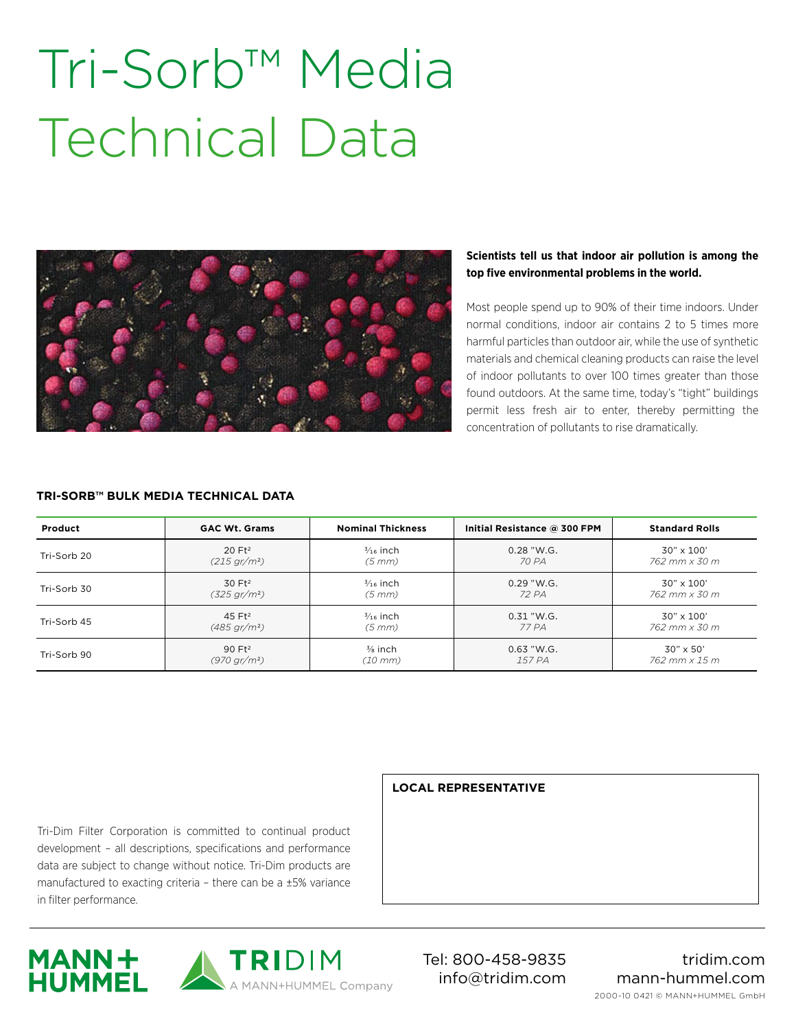# Tri-Sorb™ Media Technical Data

**Scientists tell us that indoor air pollution is among the top five environmental problems in the world.**

Most people spend up to 90% of their time indoors. Under normal conditions, indoor air contains 2 to 5 times more harmful particles than outdoor air, while the use of synthetic materials and chemical cleaning products can raise the level of indoor pollutants to over 100 times greater than those found outdoors. At the same time, today's "tight" buildings permit less fresh air to enter, thereby permitting the concentration of pollutants to rise dramatically.

**TRI-SORB™ BULK MEDIA TECHNICAL DATA**

| Product | GAC Wt. Grams | Nominal Thickness | Initial Resistance @ 300 FPM | Standard Rolls |
|---|---|---|---|---|
| Tri-Sorb 20 | 20 Ft² *(215 gr/m²)* | 3⁄16 inch *(5 mm)* | 0.28 "W.G. *70 PA* | 30" x 100' *762 mm x 30 m* |
| Tri-Sorb 30 | 30 Ft² *(325 gr/m²)* | 3⁄16 inch *(5 mm)* | 0.29 "W.G. *72 PA* | 30" x 100' *762 mm x 30 m* |
| Tri-Sorb 45 | 45 Ft² *(485 gr/m²)* | 3⁄16 inch *(5 mm)* | 0.31 "W.G. *77 PA* | 30" x 100' *762 mm x 30 m* |
| Tri-Sorb 90 | 90 Ft² *(970 gr/m²)* | 3⁄8 inch *(10 mm)* | 0.63 "W.G. *157 PA* | 30" x 50' *762 mm x 15 m* |

Tri-Dim Filter Corporation is committed to continual product development – all descriptions, specifications and performance data are subject to change without notice. Tri-Dim products are manufactured to exacting criteria – there can be a ±5% variance in filter performance.

**LOCAL REPRESENTATIVE**

MANN+HUMMEL

TRIDIM A MANN+HUMMEL Company

Tel: 800-458-9835
info@tridim.com

tridim.com
mann-hummel.com

2000-10 0421 © MANN+HUMMEL GmbH